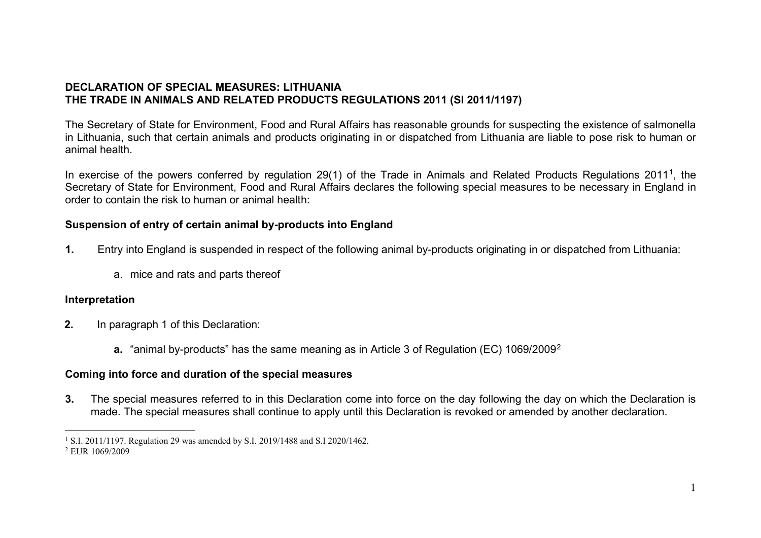**DECLARATION OF SPECIAL MEASURES: LITHUANIA**
**THE TRADE IN ANIMALS AND RELATED PRODUCTS REGULATIONS 2011 (SI 2011/1197)**

The Secretary of State for Environment, Food and Rural Affairs has reasonable grounds for suspecting the existence of salmonella in Lithuania, such that certain animals and products originating in or dispatched from Lithuania are liable to pose risk to human or animal health.

In exercise of the powers conferred by regulation 29(1) of the Trade in Animals and Related Products Regulations 2011[1], the Secretary of State for Environment, Food and Rural Affairs declares the following special measures to be necessary in England in order to contain the risk to human or animal health:

**Suspension of entry of certain animal by-products into England**

**1.** Entry into England is suspended in respect of the following animal by-products originating in or dispatched from Lithuania:

a. mice and rats and parts thereof

**Interpretation**

**2.** In paragraph 1 of this Declaration:

**a.** "animal by-products" has the same meaning as in Article 3 of Regulation (EC) 1069/2009[2]

**Coming into force and duration of the special measures**

**3.** The special measures referred to in this Declaration come into force on the day following the day on which the Declaration is made. The special measures shall continue to apply until this Declaration is revoked or amended by another declaration.

---

[1] S.I. 2011/1197. Regulation 29 was amended by S.I. 2019/1488 and S.I 2020/1462.

[2] EUR 1069/2009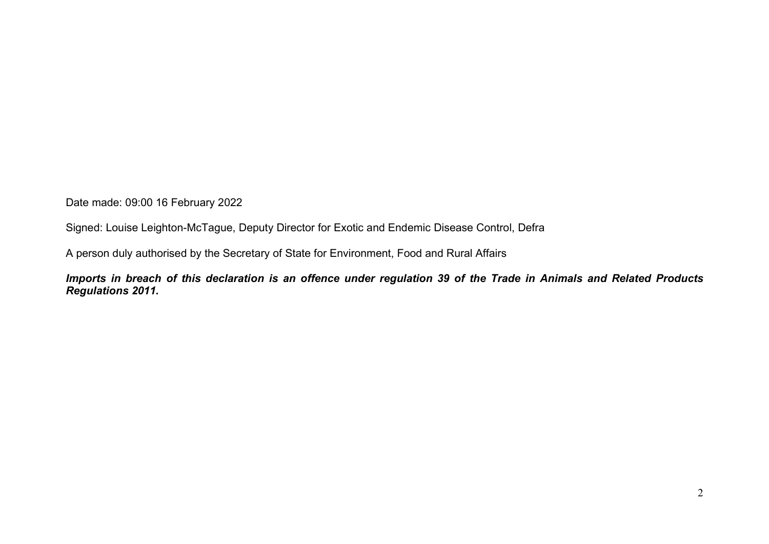Date made: 09:00 16 February 2022

Signed: Louise Leighton-McTague, Deputy Director for Exotic and Endemic Disease Control, Defra

A person duly authorised by the Secretary of State for Environment, Food and Rural Affairs

***Imports in breach of this declaration is an offence under regulation 39 of the Trade in Animals and Related Products Regulations 2011.***